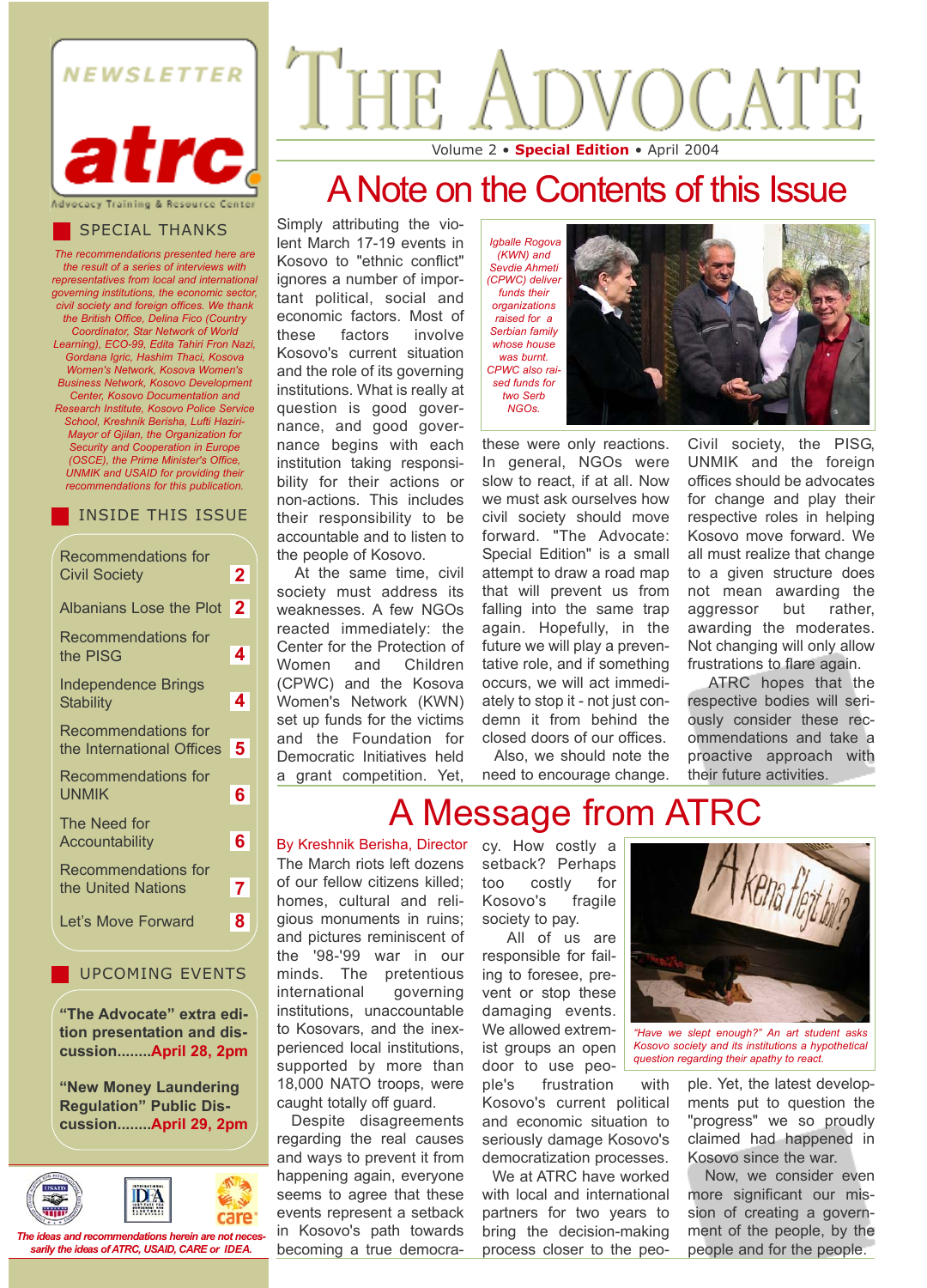# THE ADVOCATE

Volume 2 • **Special Edition** • April 2004

NEWSLETTER **atrc** Advocacy Training & Resource Center

## SPECIAL THANKS

*The recommendations presented here are the result of a series of interviews with representatives from local and international governing institutions, the economic sector, civil society and foreign offices. We thank the British Office, Delina Fico (Country Coordinator, Star Network of World Learning), ECO-99, Edita Tahiri Fron Nazi, Gordana Igric, Hashim Thaci, Kosova Women's Network, Kosova Women's Business Network, Kosovo Development Center, Kosovo Documentation and Research Institute, Kosovo Police Service School, Kreshnik Berisha, Lufti Haziri-Mayor of Gjilan, the Organization for Security and Cooperation in Europe (OSCE), the Prime Minister's Office, UNMIK and USAID for providing their recommendations for this publication.*

## INSIDE THIS ISSUE

| | |
|---|---|
| Recommendations for Civil Society | 2 |
| Albanians Lose the Plot | 2 |
| Recommendations for the PISG | 4 |
| Independence Brings Stability | 4 |
| Recommendations for the International Offices | 5 |
| Recommendations for UNMIK | 6 |
| The Need for Accountability | 6 |
| Recommendations for the United Nations | 7 |
| Let's Move Forward | 8 |

## UPCOMING EVENTS

**"The Advocate" extra edition presentation and discussion........April 28, 2pm**

**"New Money Laundering Regulation" Public Discussion........April 29, 2pm**

*The ideas and recommendations herein are not necessarily the ideas of ATRC, USAID, CARE or IDEA.*

# A Note on the Contents of this Issue

Simply attributing the violent March 17-19 events in Kosovo to "ethnic conflict" ignores a number of important political, social and economic factors. Most of these factors involve Kosovo's current situation and the role of its governing institutions. What is really at question is good governance, and good governance begins with each institution taking responsibility for their actions or non-actions. This includes their responsibility to be accountable and to listen to the people of Kosovo.

At the same time, civil society must address its weaknesses. A few NGOs reacted immediately: the Center for the Protection of Women and Children (CPWC) and the Kosova Women's Network (KWN) set up funds for the victims and the Foundation for Democratic Initiatives held a grant competition. Yet, these were only reactions. In general, NGOs were slow to react, if at all. Now we must ask ourselves how civil society should move forward. "The Advocate: Special Edition" is a small attempt to draw a road map that will prevent us from falling into the same trap again. Hopefully, in the future we will play a preventative role, and if something occurs, we will act immediately to stop it - not just condemn it from behind the closed doors of our offices.

*Igballe Rogova (KWN) and Sevdie Ahmeti (CPWC) deliver funds their organizations raised for a Serbian family whose house was burnt. CPWC also raised funds for two Serb NGOs.*

Also, we should note the need to encourage change. Civil society, the PISG, UNMIK and the foreign offices should be advocates for change and play their respective roles in helping Kosovo move forward. We all must realize that change to a given structure does not mean awarding the aggressor but rather, awarding the moderates. Not changing will only allow frustrations to flare again.

ATRC hopes that the respective bodies will seriously consider these recommendations and take a proactive approach with their future activities.

# A Message from ATRC

By Kreshnik Berisha, Director

The March riots left dozens of our fellow citizens killed; homes, cultural and religious monuments in ruins; and pictures reminiscent of the '98-'99 war in our minds. The pretentious international governing institutions, unaccountable to Kosovars, and the inexperienced local institutions, supported by more than 18,000 NATO troops, were caught totally off guard.

Despite disagreements regarding the real causes and ways to prevent it from happening again, everyone seems to agree that these events represent a setback in Kosovo's path towards becoming a true democracy. How costly a setback? Perhaps too costly for Kosovo's fragile society to pay.

All of us are responsible for failing to foresee, prevent or stop these damaging events. We allowed extremist groups an open door to use people's frustration with Kosovo's current political and economic situation to seriously damage Kosovo's democratization processes.

We at ATRC have worked with local and international partners for two years to bring the decision-making process closer to the people. Yet, the latest developments put to question the "progress" we so proudly claimed had happened in Kosovo since the war.

*"Have we slept enough?" An art student asks Kosovo society and its institutions a hypothetical question regarding their apathy to react.*

Now, we consider even more significant our mission of creating a government of the people, by the people and for the people.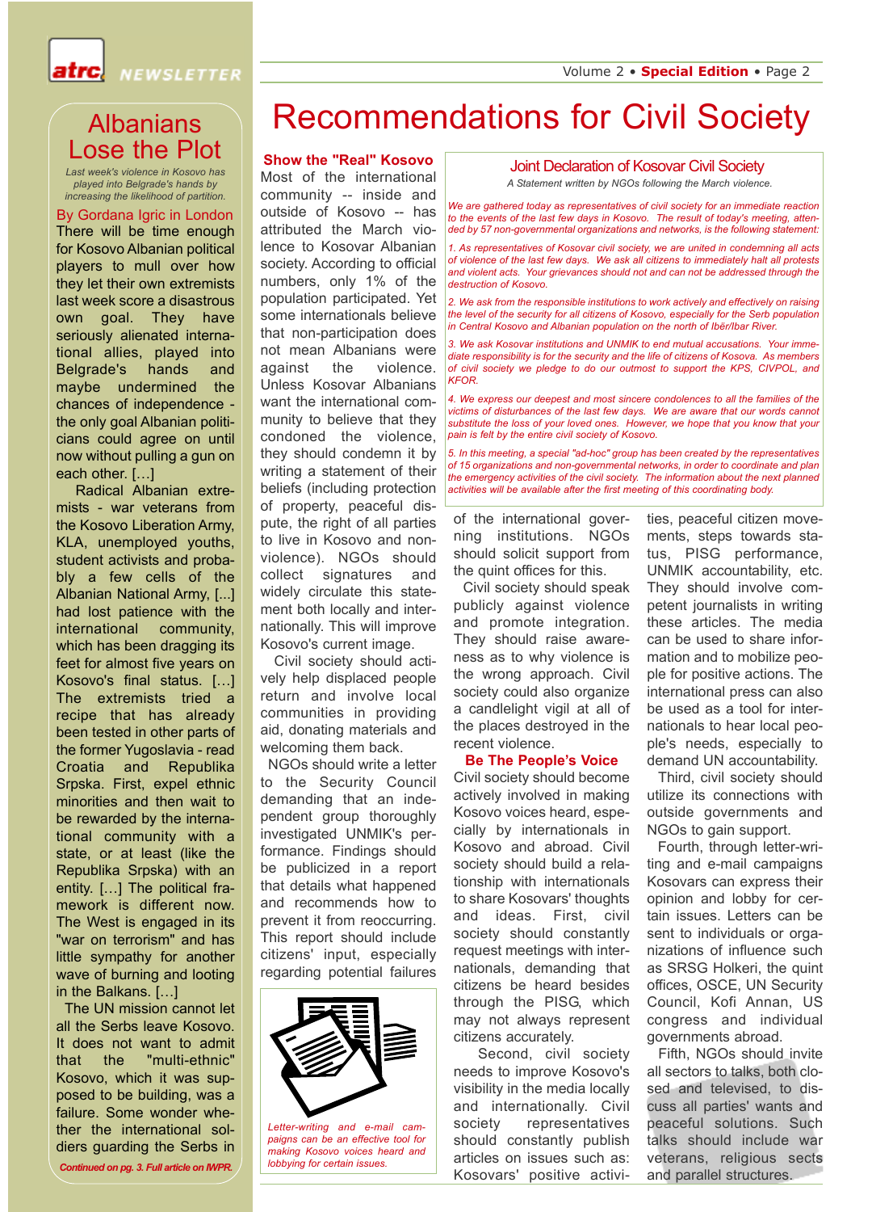## Albanians Lose the Plot

*Last week's violence in Kosovo has played into Belgrade's hands by increasing the likelihood of partition.*

By Gordana Igric in London

There will be time enough for Kosovo Albanian political players to mull over how they let their own extremists last week score a disastrous own goal. They have seriously alienated international allies, played into Belgrade's hands and maybe undermined the chances of independence - the only goal Albanian politicians could agree on until now without pulling a gun on each other. […]

Radical Albanian extremists - war veterans from the Kosovo Liberation Army, KLA, unemployed youths, student activists and probably a few cells of the Albanian National Army, […] had lost patience with the international community, which has been dragging its feet for almost five years on Kosovo's final status. […] The extremists tried a recipe that has already been tested in other parts of the former Yugoslavia - read Croatia and Republika Srpska. First, expel ethnic minorities and then wait to be rewarded by the international community with a state, or at least (like the Republika Srpska) with an entity. […] The political framework is different now. The West is engaged in its "war on terrorism" and has little sympathy for another wave of burning and looting in the Balkans. […]

The UN mission cannot let all the Serbs leave Kosovo. It does not want to admit that the "multi-ethnic" Kosovo, which it was supposed to be building, was a failure. Some wonder whether the international soldiers guarding the Serbs in

*Continued on pg. 3. Full article on IWPR.*

# Recommendations for Civil Society

### Joint Declaration of Kosovar Civil Society

*A Statement written by NGOs following the March violence.*

*We are gathered today as representatives of civil society for an immediate reaction to the events of the last few days in Kosovo. The result of today's meeting, attended by 57 non-governmental organizations and networks, is the following statement:*

*1. As representatives of Kosovar civil society, we are united in condemning all acts of violence of the last few days. We ask all citizens to immediately halt all protests and violent acts. Your grievances should not and can not be addressed through the destruction of Kosovo.*

*2. We ask from the responsible institutions to work actively and effectively on raising the level of the security for all citizens of Kosovo, especially for the Serb population in Central Kosovo and Albanian population on the north of Ibër/Ibar River.*

*3. We ask Kosovar institutions and UNMIK to end mutual accusations. Your immediate responsibility is for the security and the life of citizens of Kosova. As members of civil society we pledge to do our outmost to support the KPS, CIVPOL, and KFOR.*

*4. We express our deepest and most sincere condolences to all the families of the victims of disturbances of the last few days. We are aware that our words cannot substitute the loss of your loved ones. However, we hope that you know that your pain is felt by the entire civil society of Kosovo.*

*5. In this meeting, a special "ad-hoc" group has been created by the representatives of 15 organizations and non-governmental networks, in order to coordinate and plan the emergency activities of the civil society. The information about the next planned activities will be available after the first meeting of this coordinating body.*

### Show the "Real" Kosovo

Most of the international community -- inside and outside of Kosovo -- has attributed the March violence to Kosovar Albanian society. According to official numbers, only 1% of the population participated. Yet some internationals believe that non-participation does not mean Albanians were against the violence. Unless Kosovar Albanians want the international community to believe that they condoned the violence, they should condemn it by writing a statement of their beliefs (including protection of property, peaceful dispute, the right of all parties to live in Kosovo and nonviolence). NGOs should collect signatures and widely circulate this statement both locally and internationally. This will improve Kosovo's current image.

Civil society should actively help displaced people return and involve local communities in providing aid, donating materials and welcoming them back.

NGOs should write a letter to the Security Council demanding that an independent group thoroughly investigated UNMIK's performance. Findings should be publicized in a report that details what happened and recommends how to prevent it from reoccurring. This report should include citizens' input, especially regarding potential failures of the international governing institutions. NGOs should solicit support from the quint offices for this.

Civil society should speak publicly against violence and promote integration. They should raise awareness as to why violence is the wrong approach. Civil society could also organize a candlelight vigil at all of the places destroyed in the recent violence.

*Letter-writing and e-mail campaigns can be an effective tool for making Kosovo voices heard and lobbying for certain issues.*

### Be The People's Voice

Civil society should become actively involved in making Kosovo voices heard, especially by internationals in Kosovo and abroad. Civil society should build a relationship with internationals to share Kosovars' thoughts and ideas. First, civil society should constantly request meetings with internationals, demanding that citizens be heard besides through the PISG, which may not always represent citizens accurately.

Second, civil society needs to improve Kosovo's visibility in the media locally and internationally. Civil society representatives should constantly publish articles on issues such as: Kosovars' positive activities, peaceful citizen movements, steps towards status, PISG performance, UNMIK accountability, etc. They should involve competent journalists in writing these articles. The media can be used to share information and to mobilize people for positive actions. The international press can also be used as a tool for internationals to hear local people's needs, especially to demand UN accountability.

Third, civil society should utilize its connections with outside governments and NGOs to gain support.

Fourth, through letter-writing and e-mail campaigns Kosovars can express their opinion and lobby for certain issues. Letters can be sent to individuals or organizations of influence such as SRSG Holkeri, the quint offices, OSCE, UN Security Council, Kofi Annan, US congress and individual governments abroad.

Fifth, NGOs should invite all sectors to talks, both closed and televised, to discuss all parties' wants and peaceful solutions. Such talks should include war veterans, religious sects and parallel structures.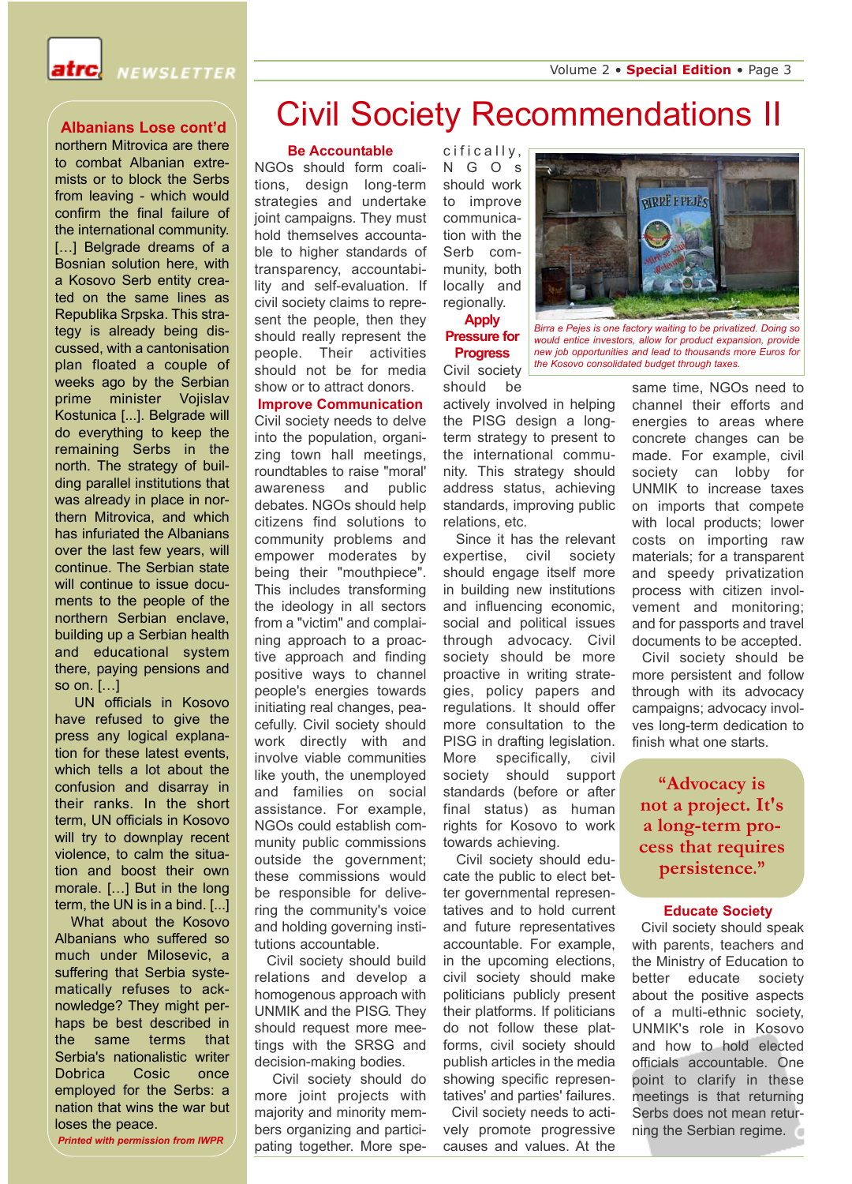## Albanians Lose cont'd

northern Mitrovica are there to combat Albanian extremists or to block the Serbs from leaving - which would confirm the final failure of the international community. [...] Belgrade dreams of a Bosnian solution here, with a Kosovo Serb entity created on the same lines as Republika Srpska. This strategy is already being discussed, with a cantonisation plan floated a couple of weeks ago by the Serbian prime minister Vojislav Kostunica [...]. Belgrade will do everything to keep the remaining Serbs in the north. The strategy of building parallel institutions that was already in place in northern Mitrovica, and which has infuriated the Albanians over the last few years, will continue. The Serbian state will continue to issue documents to the people of the northern Serbian enclave, building up a Serbian health and educational system there, paying pensions and so on. [...]

UN officials in Kosovo have refused to give the press any logical explanation for these latest events, which tells a lot about the confusion and disarray in their ranks. In the short term, UN officials in Kosovo will try to downplay recent violence, to calm the situation and boost their own morale. [...] But in the long term, the UN is in a bind. [...]

What about the Kosovo Albanians who suffered so much under Milosevic, a suffering that Serbia systematically refuses to acknowledge? They might perhaps be best described in the same terms that Serbia's nationalistic writer Dobrica Cosic once employed for the Serbs: a nation that wins the war but loses the peace.

*Printed with permission from IWPR*

# Civil Society Recommendations II

### Be Accountable

NGOs should form coalitions, design long-term strategies and undertake joint campaigns. They must hold themselves accountable to higher standards of transparency, accountability and self-evaluation. If civil society claims to represent the people, then they should really represent the people. Their activities should not be for media show or to attract donors.

### Improve Communication

Civil society needs to delve into the population, organizing town hall meetings, roundtables to raise "moral' awareness and public debates. NGOs should help citizens find solutions to community problems and empower moderates by being their "mouthpiece". This includes transforming the ideology in all sectors from a "victim" and complaining approach to a proactive approach and finding positive ways to channel people's energies towards initiating real changes, peacefully. Civil society should work directly with and involve viable communities like youth, the unemployed and families on social assistance. For example, NGOs could establish community public commissions outside the government; these commissions would be responsible for delivering the community's voice and holding governing institutions accountable.

Civil society should build relations and develop a homogenous approach with UNMIK and the PISG. They should request more meetings with the SRSG and decision-making bodies.

Civil society should do more joint projects with majority and minority members organizing and participating together. More specifically, NGOs should work to improve communication with the Serb community, both locally and regionally.

*Birra e Pejes is one factory waiting to be privatized. Doing so would entice investors, allow for product expansion, provide new job opportunities and lead to thousands more Euros for the Kosovo consolidated budget through taxes.*

### Apply Pressure for Progress

Civil society should be actively involved in helping the PISG design a long-term strategy to present to the international community. This strategy should address status, achieving standards, improving public relations, etc.

Since it has the relevant expertise, civil society should engage itself more in building new institutions and influencing economic, social and political issues through advocacy. Civil society should be more proactive in writing strategies, policy papers and regulations. It should offer more consultation to the PISG in drafting legislation. More specifically, civil society should support standards (before or after final status) as human rights for Kosovo to work towards achieving.

Civil society should educate the public to elect better governmental representatives and to hold current and future representatives accountable. For example, in the upcoming elections, civil society should make politicians publicly present their platforms. If politicians do not follow these platforms, civil society should publish articles in the media showing specific representatives' and parties' failures.

Civil society needs to actively promote progressive causes and values. At the same time, NGOs need to channel their efforts and energies to areas where concrete changes can be made. For example, civil society can lobby for UNMIK to increase taxes on imports that compete with local products; lower costs on importing raw materials; for a transparent and speedy privatization process with citizen involvement and monitoring; and for passports and travel documents to be accepted.

Civil society should be more persistent and follow through with its advocacy campaigns; advocacy involves long-term dedication to finish what one starts.

> "Advocacy is not a project. It's a long-term process that requires persistence."

### Educate Society

Civil society should speak with parents, teachers and the Ministry of Education to better educate society about the positive aspects of a multi-ethnic society, UNMIK's role in Kosovo and how to hold elected officials accountable. One point to clarify in these meetings is that returning Serbs does not mean returning the Serbian regime.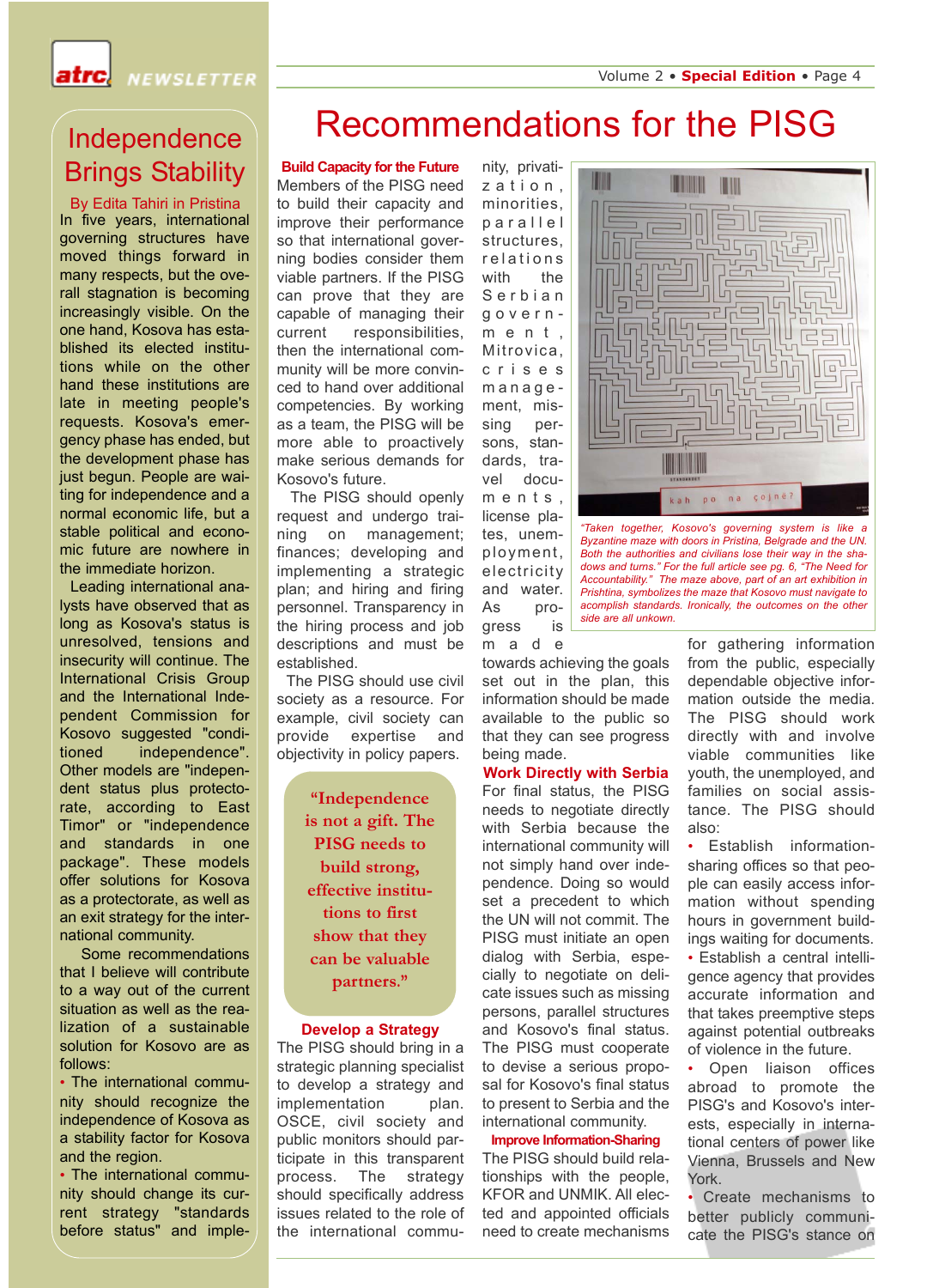# Independence Brings Stability

By Edita Tahiri in Pristina

In five years, international governing structures have moved things forward in many respects, but the overall stagnation is becoming increasingly visible. On the one hand, Kosova has established its elected institutions while on the other hand these institutions are late in meeting people's requests. Kosova's emergency phase has ended, but the development phase has just begun. People are waiting for independence and a normal economic life, but a stable political and economic future are nowhere in the immediate horizon.

Leading international analysts have observed that as long as Kosova's status is unresolved, tensions and insecurity will continue. The International Crisis Group and the International Independent Commission for Kosovo suggested "conditioned independence". Other models are "independent status plus protectorate, according to East Timor" or "independence and standards in one package". These models offer solutions for Kosova as a protectorate, as well as an exit strategy for the international community.

Some recommendations that I believe will contribute to a way out of the current situation as well as the realization of a sustainable solution for Kosovo are as follows:

- The international community should recognize the independence of Kosova as a stability factor for Kosova and the region.
- The international community should change its current strategy "standards before status" and imple-

# Recommendations for the PISG

## Build Capacity for the Future

Members of the PISG need to build their capacity and improve their performance so that international governing bodies consider them viable partners. If the PISG can prove that they are capable of managing their current responsibilities, then the international community will be more convinced to hand over additional competencies. By working as a team, the PISG will be more able to proactively make serious demands for Kosovo's future.

The PISG should openly request and undergo training on management; finances; developing and implementing a strategic plan; and hiring and firing personnel. Transparency in the hiring process and job descriptions and must be established.

The PISG should use civil society as a resource. For example, civil society can provide expertise and objectivity in policy papers.

> "Independence is not a gift. The PISG needs to build strong, effective institutions to first show that they can be valuable partners."

## Develop a Strategy

The PISG should bring in a strategic planning specialist to develop a strategy and implementation plan. OSCE, civil society and public monitors should participate in this transparent process. The strategy should specifically address issues related to the role of the international community, privatization, minorities, parallel structures, relations with the Serbian government, Mitrovica, crises management, missing persons, standards, travel documents, license plates, unemployment, electricity and water. As progress is made towards achieving the goals set out in the plan, this information should be made available to the public so that they can see progress being made.

*"Taken together, Kosovo's governing system is like a Byzantine maze with doors in Pristina, Belgrade and the UN. Both the authorities and civilians lose their way in the shadows and turns." For the full article see pg. 6, "The Need for Accountability." The maze above, part of an art exhibition in Prishtina, symbolizes the maze that Kosovo must navigate to acomplish standards. Ironically, the outcomes on the other side are all unkown.*

## Work Directly with Serbia

For final status, the PISG needs to negotiate directly with Serbia because the international community will not simply hand over independence. Doing so would set a precedent to which the UN will not commit. The PISG must initiate an open dialog with Serbia, especially to negotiate on delicate issues such as missing persons, parallel structures and Kosovo's final status. The PISG must cooperate to devise a serious proposal for Kosovo's final status to present to Serbia and the international community.

## Improve Information-Sharing

The PISG should build relationships with the people, KFOR and UNMIK. All elected and appointed officials need to create mechanisms for gathering information from the public, especially dependable objective information outside the media. The PISG should work directly with and involve viable communities like youth, the unemployed, and families on social assistance. The PISG should also:

- Establish information-sharing offices so that people can easily access information without spending hours in government buildings waiting for documents.
- Establish a central intelligence agency that provides accurate information and that takes preemptive steps against potential outbreaks of violence in the future.
- Open liaison offices abroad to promote the PISG's and Kosovo's interests, especially in international centers of power like Vienna, Brussels and New York.
- Create mechanisms to better publicly communicate the PISG's stance on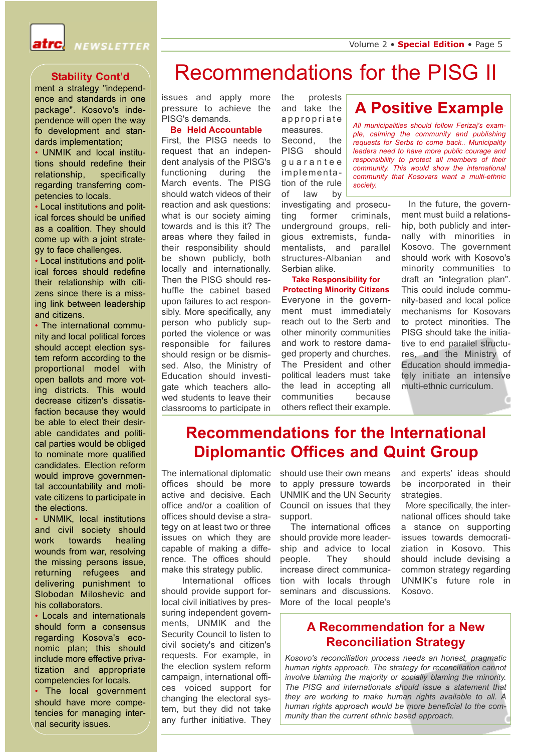## Stability Cont'd

ment a strategy "independence and standards in one package". Kosovo's independence will open the way fo development and standards implementation;

- UNMIK and local institutions should redefine their relationship, specifically regarding transferring competencies to locals.
- Local institutions and political forces should be unified as a coalition. They should come up with a joint strategy to face challenges.
- Local institutions and political forces should redefine their relationship with citizens since there is a missing link between leadership and citizens.
- The international community and local political forces should accept election system reform according to the proportional model with open ballots and more voting districts. This would decrease citizen's dissatisfaction because they would be able to elect their desirable candidates and political parties would be obliged to nominate more qualified candidates. Election reform would improve governmental accountability and motivate citizens to participate in the elections.
- UNMIK, local institutions and civil society should work towards healing wounds from war, resolving the missing persons issue, returning refugees and delivering punishment to Slobodan Miloshevic and his collaborators.
- Locals and internationals should form a consensus regarding Kosova's economic plan; this should include more effective privatization and appropriate competencies for locals.
- The local government should have more competencies for managing internal security issues.

# Recommendations for the PISG II

issues and apply more pressure to achieve the PISG's demands.

### Be Held Accountable

First, the PISG needs to request that an independent analysis of the PISG's functioning during the March events. The PISG should watch videos of their reaction and ask questions: what is our society aiming towards and is this it? The areas where they failed in their responsibility should be shown publicly, both locally and internationally. Then the PISG should reshuffle the cabinet based upon failures to act responsibly. More specifically, any person who publicly supported the violence or was responsible for failures should resign or be dismissed. Also, the Ministry of Education should investigate which teachers allowed students to leave their classrooms to participate in the protests and take the appropriate measures.

Second, the PISG should guarantee implementation of the rule of law by investigating and prosecuting former criminals, underground groups, religious extremists, fundamentalists, and parallel structures-Albanian and Serbian alike.

### Take Responsibility for Protecting Minority Citizens

Everyone in the government must immediately reach out to the Serb and other minority communities and work to restore damaged property and churches. The President and other political leaders must take the lead in accepting all communities because others reflect their example.

## A Positive Example

*All municipalities should follow Ferizaj's example, calming the community and publishing requests for Serbs to come back.. Municipality leaders need to have more public courage and responsibility to protect all members of their community. This would show the international community that Kosovars want a multi-ethnic society.*

In the future, the government must build a relationship, both publicly and internally with minorities in Kosovo. The government should work with Kosovo's minority communities to draft an "integration plan". This could include community-based and local police mechanisms for Kosovars to protect minorities. The PISG should take the initiative to end parallel structures, and the Ministry of Education should immediately initiate an intensive multi-ethnic curriculum.

# Recommendations for the International Diplomantic Offices and Quint Group

The international diplomatic offices should be more active and decisive. Each office and/or a coalition of offices should devise a strategy on at least two or three issues on which they are capable of making a difference. The offices should make this strategy public.

International offices should provide support for local civil initiatives by pressuring independent governments, UNMIK and the Security Council to listen to civil society's and citizen's requests. For example, in the election system reform campaign, international offices voiced support for changing the electoral system, but they did not take any further initiative. They should use their own means to apply pressure towards UNMIK and the UN Security Council on issues that they support.

The international offices should provide more leadership and advice to local people. They should increase direct communication with locals through seminars and discussions. More of the local people's and experts' ideas should be incorporated in their strategies.

More specifically, the international offices should take a stance on supporting issues towards democratiziation in Kosovo. This should include devising a common strategy regarding UNMIK's future role in Kosovo.

## A Recommendation for a New Reconciliation Strategy

*Kosovo's reconciliation process needs an honest, pragmatic human rights approach. The strategy for reconciliation cannot involve blaming the majority or socially blaming the minority. The PISG and internationals should issue a statement that they are working to make human rights available to all. A human rights approach would be more beneficial to the community than the current ethnic based approach.*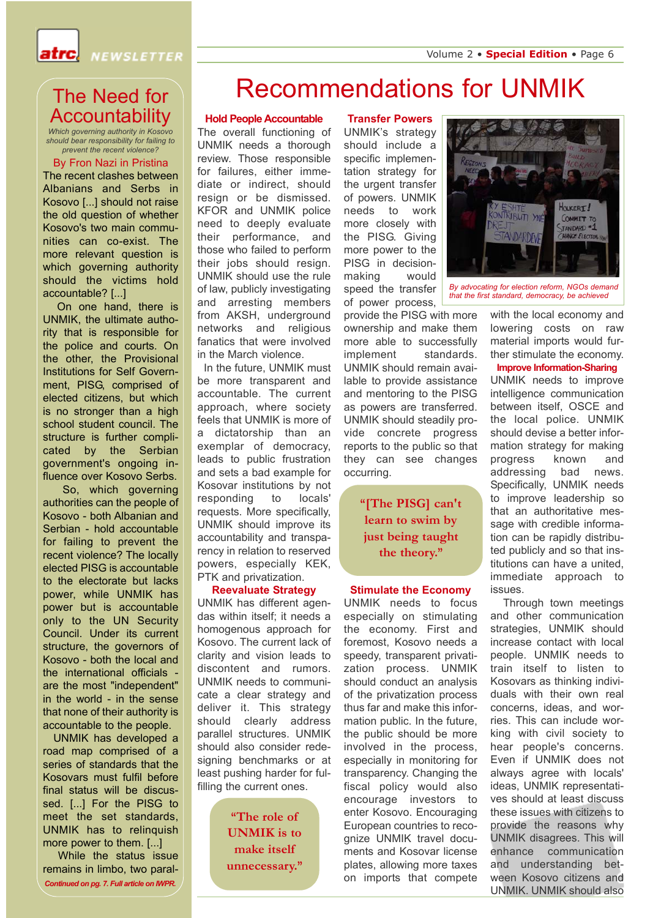# Recommendations for UNMIK

## The Need for Accountability

*Which governing authority in Kosovo should bear responsibility for failing to prevent the recent violence?*

By Fron Nazi in Pristina

The recent clashes between Albanians and Serbs in Kosovo [...] should not raise the old question of whether Kosovo's two main communities can co-exist. The more relevant question is which governing authority should the victims hold accountable? [...]

On one hand, there is UNMIK, the ultimate authority that is responsible for the police and courts. On the other, the Provisional Institutions for Self Government, PISG, comprised of elected citizens, but which is no stronger than a high school student council. The structure is further complicated by the Serbian government's ongoing influence over Kosovo Serbs.

So, which governing authorities can the people of Kosovo - both Albanian and Serbian - hold accountable for failing to prevent the recent violence? The locally elected PISG is accountable to the electorate but lacks power, while UNMIK has power but is accountable only to the UN Security Council. Under its current structure, the governors of Kosovo - both the local and the international officials - are the most "independent" in the world - in the sense that none of their authority is accountable to the people.

UNMIK has developed a road map comprised of a series of standards that the Kosovars must fulfil before final status will be discussed. [...] For the PISG to meet the set standards, UNMIK has to relinquish more power to them. [...]

While the status issue remains in limbo, two paral-

*Continued on pg. 7. Full article on IWPR.*

### Hold People Accountable

The overall functioning of UNMIK needs a thorough review. Those responsible for failures, either immediate or indirect, should resign or be dismissed. KFOR and UNMIK police need to deeply evaluate their performance, and those who failed to perform their jobs should resign. UNMIK should use the rule of law, publicly investigating and arresting members from AKSH, underground networks and religious fanatics that were involved in the March violence.

In the future, UNMIK must be more transparent and accountable. The current approach, where society feels that UNMIK is more of a dictatorship than an exemplar of democracy, leads to public frustration and sets a bad example for Kosovar institutions by not responding to locals' requests. More specifically, UNMIK should improve its accountability and transparency in relation to reserved powers, especially KEK, PTK and privatization.

### Reevaluate Strategy

UNMIK has different agendas within itself; it needs a homogenous approach for Kosovo. The current lack of clarity and vision leads to discontent and rumors. UNMIK needs to communicate a clear strategy and deliver it. This strategy should clearly address parallel structures. UNMIK should also consider redesigning benchmarks or at least pushing harder for fulfilling the current ones.

> "The role of UNMIK is to make itself unnecessary."

### Transfer Powers

UNMIK's strategy should include a specific implementation strategy for the urgent transfer of powers. UNMIK needs to work more closely with the PISG. Giving more power to the PISG in decision-making would speed the transfer of power process, provide the PISG with more ownership and make them more able to successfully implement standards. UNMIK should remain available to provide assistance and mentoring to the PISG as powers are transferred. UNMIK should steadily provide concrete progress reports to the public so that they can see changes occurring.

> "[The PISG] can't learn to swim by just being taught the theory."

### Stimulate the Economy

UNMIK needs to focus especially on stimulating the economy. First and foremost, Kosovo needs a speedy, transparent privatization process. UNMIK should conduct an analysis of the privatization process thus far and make this information public. In the future, the public should be more involved in the process, especially in monitoring for transparency. Changing the fiscal policy would also encourage investors to enter Kosovo. Encouraging European countries to recognize UNMIK travel documents and Kosovar license plates, allowing more taxes on imports that compete with the local economy and lowering costs on raw material imports would further stimulate the economy.

*By advocating for election reform, NGOs demand that the first standard, democracy, be achieved*

### Improve Information-Sharing

UNMIK needs to improve intelligence communication between itself, OSCE and the local police. UNMIK should devise a better information strategy for making progress known and addressing bad news. Specifically, UNMIK needs to improve leadership so that an authoritative message with credible information can be rapidly distributed publicly and so that institutions can have a united, immediate approach to issues.

Through town meetings and other communication strategies, UNMIK should increase contact with local people. UNMIK needs to train itself to listen to Kosovars as thinking individuals with their own real concerns, ideas, and worries. This can include working with civil society to hear people's concerns. Even if UNMIK does not always agree with locals' ideas, UNMIK representatives should at least discuss these issues with citizens to provide the reasons why UNMIK disagrees. This will enhance communication and understanding between Kosovo citizens and UNMIK. UNMIK should also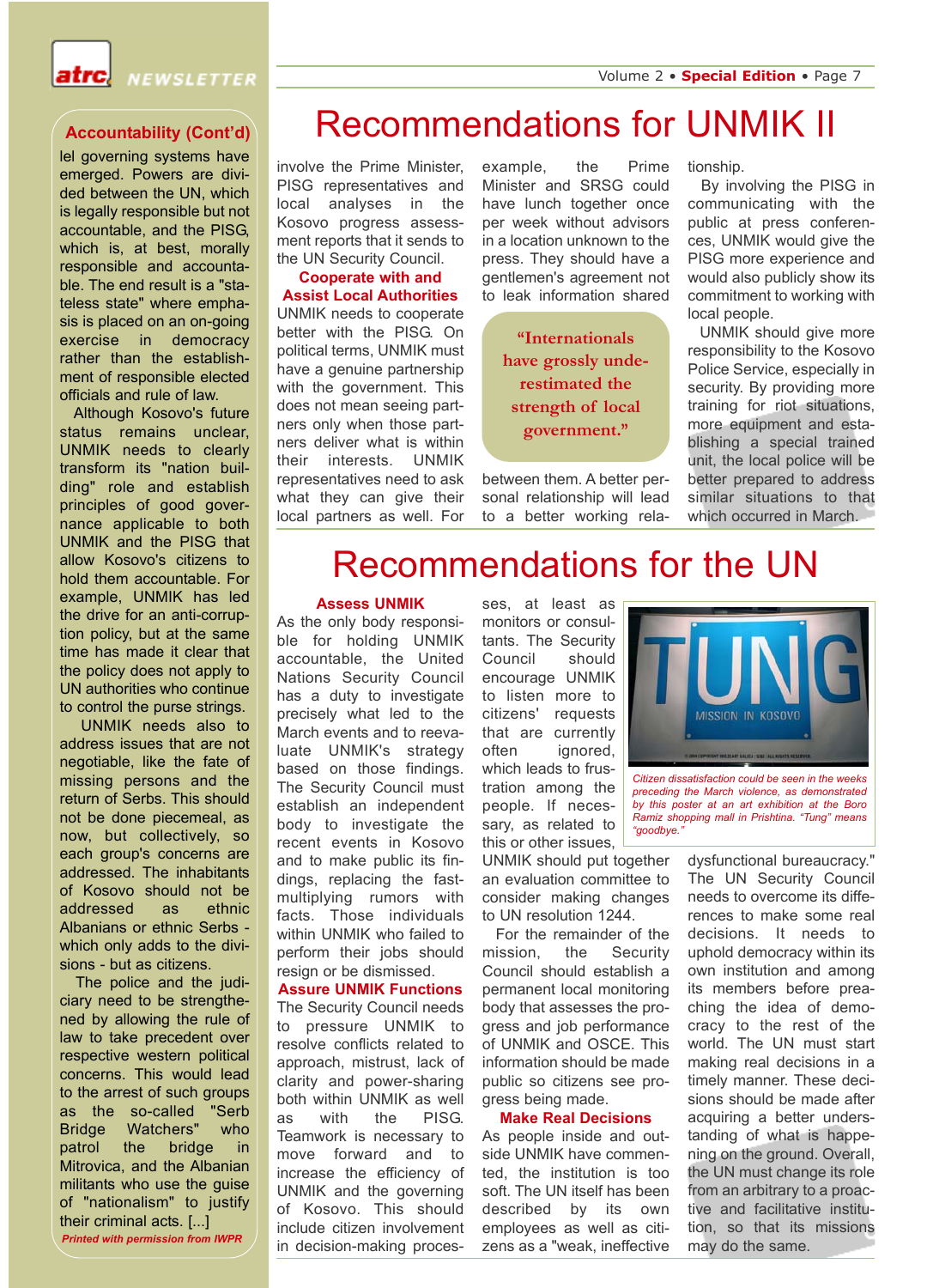## Accountability (Cont'd)

lel governing systems have emerged. Powers are divided between the UN, which is legally responsible but not accountable, and the PISG, which is, at best, morally responsible and accountable. The end result is a "stateless state" where emphasis is placed on an on-going exercise in democracy rather than the establishment of responsible elected officials and rule of law.

Although Kosovo's future status remains unclear, UNMIK needs to clearly transform its "nation building" role and establish principles of good governance applicable to both UNMIK and the PISG that allow Kosovo's citizens to hold them accountable. For example, UNMIK has led the drive for an anti-corruption policy, but at the same time has made it clear that the policy does not apply to UN authorities who continue to control the purse strings.

UNMIK needs also to address issues that are not negotiable, like the fate of missing persons and the return of Serbs. This should not be done piecemeal, as now, but collectively, so each group's concerns are addressed. The inhabitants of Kosovo should not be addressed as ethnic Albanians or ethnic Serbs - which only adds to the divisions - but as citizens.

The police and the judiciary need to be strengthened by allowing the rule of law to take precedent over respective western political concerns. This would lead to the arrest of such groups as the so-called "Serb Bridge Watchers" who patrol the bridge in Mitrovica, and the Albanian militants who use the guise of "nationalism" to justify their criminal acts. [...]

*Printed with permission from IWPR*

# Recommendations for UNMIK II

involve the Prime Minister, PISG representatives and local analyses in the Kosovo progress assessment reports that it sends to the UN Security Council.

### Cooperate with and Assist Local Authorities

UNMIK needs to cooperate better with the PISG. On political terms, UNMIK must have a genuine partnership with the government. This does not mean seeing partners only when those partners deliver what is within their interests. UNMIK representatives need to ask what they can give their local partners as well. For example, the Prime Minister and SRSG could have lunch together once per week without advisors in a location unknown to the press. They should have a gentlemen's agreement not to leak information shared between them. A better personal relationship will lead to a better working relationship.

> "Internationals have grossly underestimated the strength of local government."

By involving the PISG in communicating with the public at press conferences, UNMIK would give the PISG more experience and would also publicly show its commitment to working with local people.

UNMIK should give more responsibility to the Kosovo Police Service, especially in security. By providing more training for riot situations, more equipment and establishing a special trained unit, the local police will be better prepared to address similar situations to that which occurred in March.

# Recommendations for the UN

### Assess UNMIK

As the only body responsible for holding UNMIK accountable, the United Nations Security Council has a duty to investigate precisely what led to the March events and to reevaluate UNMIK's strategy based on those findings. The Security Council must establish an independent body to investigate the recent events in Kosovo and to make public its findings, replacing the fast-multiplying rumors with facts. Those individuals within UNMIK who failed to perform their jobs should resign or be dismissed.

### Assure UNMIK Functions

The Security Council needs to pressure UNMIK to resolve conflicts related to approach, mistrust, lack of clarity and power-sharing both within UNMIK as well as with the PISG. Teamwork is necessary to move forward and to increase the efficiency of UNMIK and the governing of Kosovo. This should include citizen involvement in decision-making processes, at least as monitors or consultants. The Security Council should encourage UNMIK to listen more to citizens' requests that are currently often ignored, which leads to frustration among the people. If necessary, as related to this or other issues, UNMIK should put together an evaluation committee to consider making changes to UN resolution 1244.

For the remainder of the mission, the Security Council should establish a permanent local monitoring body that assesses the progress and job performance of UNMIK and OSCE. This information should be made public so citizens see progress being made.

*Citizen dissatisfaction could be seen in the weeks preceding the March violence, as demonstrated by this poster at an art exhibition at the Boro Ramiz shopping mall in Prishtina. "Tung" means "goodbye."*

### Make Real Decisions

As people inside and outside UNMIK have commented, the institution is too soft. The UN itself has been described by its own employees as well as citizens as a "weak, ineffective dysfunctional bureaucracy." The UN Security Council needs to overcome its differences to make some real decisions. It needs to uphold democracy within its own institution and among its members before preaching the idea of democracy to the rest of the world. The UN must start making real decisions in a timely manner. These decisions should be made after acquiring a better understanding of what is happening on the ground. Overall, the UN must change its role from an arbitrary to a proactive and facilitative institution, so that its missions may do the same.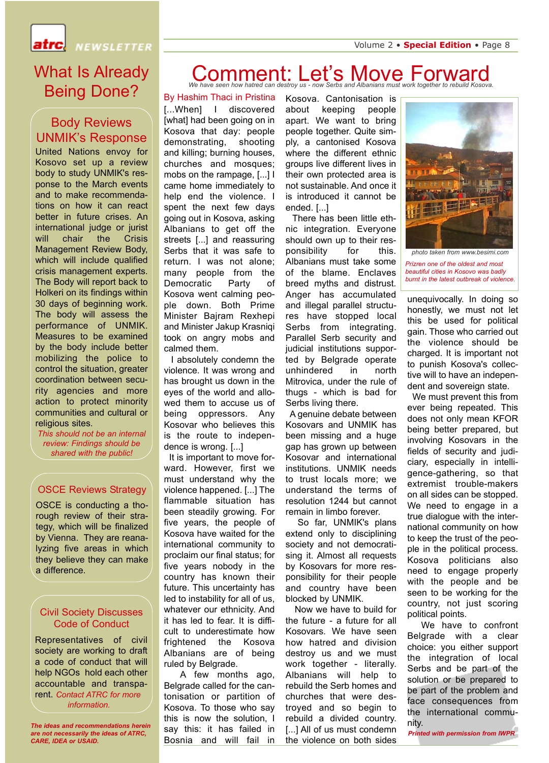# What Is Already Being Done?

## Body Reviews UNMIK's Response

United Nations envoy for Kosovo set up a review body to study UNMIK's response to the March events and to make recommendations on how it can react better in future crises. An international judge or jurist will chair the Crisis Management Review Body, which will include qualified crisis management experts. The Body will report back to Holkeri on its findings within 30 days of beginning work. The body will assess the performance of UNMIK. Measures to be examined by the body include better mobilizing the police to control the situation, greater coordination between security agencies and more action to protect minority communities and cultural or religious sites.

*This should not be an internal review: Findings should be shared with the public!*

## OSCE Reviews Strategy

OSCE is conducting a thorough review of their strategy, which will be finalized by Vienna. They are reanalyzing five areas in which they believe they can make a difference.

## Civil Society Discusses Code of Conduct

Representatives of civil society are working to draft a code of conduct that will help NGOs hold each other accountable and transparent. *Contact ATRC for more information.*

***The ideas and recommendations herein are not necessarily the ideas of ATRC, CARE, IDEA or USAID.***

# Comment: Let's Move Forward

*We have seen how hatred can destroy us - now Serbs and Albanians must work together to rebuild Kosova.*

By Hashim Thaci in Pristina

[...When] I discovered [what] had been going on in Kosova that day: people demonstrating, shooting and killing; burning houses, churches and mosques; mobs on the rampage, [...] I came home immediately to help end the violence. I spent the next few days going out in Kosova, asking Albanians to get off the streets [...] and reassuring Serbs that it was safe to return. I was not alone; many people from the Democratic Party of Kosova went calming people down. Both Prime Minister Bajram Rexhepi and Minister Jakup Krasniqi took on angry mobs and calmed them.

I absolutely condemn the violence. It was wrong and has brought us down in the eyes of the world and allowed them to accuse us of being oppressors. Any Kosovar who believes this is the route to independence is wrong. [...]

It is important to move forward. However, first we must understand why the violence happened. [...] The flammable situation has been steadily growing. For five years, the people of Kosova have waited for the international community to proclaim our final status; for five years nobody in the country has known their future. This uncertainty has led to instability for all of us, whatever our ethnicity. And it has led to fear. It is difficult to underestimate how frightened the Kosova Albanians are of being ruled by Belgrade.

A few months ago, Belgrade called for the cantonisation or partition of Kosova. To those who say this is now the solution, I say this: it has failed in Bosnia and will fail in Kosova. Cantonisation is about keeping people apart. We want to bring people together. Quite simply, a cantonised Kosova where the different ethnic groups live different lives in their own protected area is not sustainable. And once it is introduced it cannot be ended. [...]

There has been little ethnic integration. Everyone should own up to their responsibility for this. Albanians must take some of the blame. Enclaves breed myths and distrust. Anger has accumulated and illegal parallel structures have stopped local Serbs from integrating. Parallel Serb security and judicial institutions supported by Belgrade operate unhindered in north Mitrovica, under the rule of thugs - which is bad for Serbs living there.

A genuine debate between Kosovars and UNMIK has been missing and a huge gap has grown up between Kosovar and international institutions. UNMIK needs to trust locals more; we understand the terms of resolution 1244 but cannot remain in limbo forever.

So far, UNMIK's plans extend only to disciplining society and not democratising it. Almost all requests by Kosovars for more responsibility for their people and country have been blocked by UNMIK.

Now we have to build for the future - a future for all Kosovars. We have seen how hatred and division destroy us and we must work together - literally. Albanians will help to rebuild the Serb homes and churches that were destroyed and so begin to rebuild a divided country. [...] All of us must condemn the violence on both sides unequivocally. In doing so honestly, we must not let this be used for political gain. Those who carried out the violence should be charged. It is important not to punish Kosova's collective will to have an independent and sovereign state.

We must prevent this from ever being repeated. This does not only mean KFOR being better prepared, but involving Kosovars in the fields of security and judiciary, especially in intelligence-gathering, so that extremist trouble-makers on all sides can be stopped. We need to engage in a true dialogue with the international community on how to keep the trust of the people in the political process. Kosova politicians also need to engage properly with the people and be seen to be working for the country, not just scoring political points.

We have to confront Belgrade with a clear choice: you either support the integration of local Serbs and be part of the solution or be prepared to be part of the problem and face consequences from the international community.

***Printed with permission from IWPR***

photo taken from www.besimi.com

*Prizren one of the oldest and most beautiful cities in Kosovo was badly burnt in the latest outbreak of violence.*